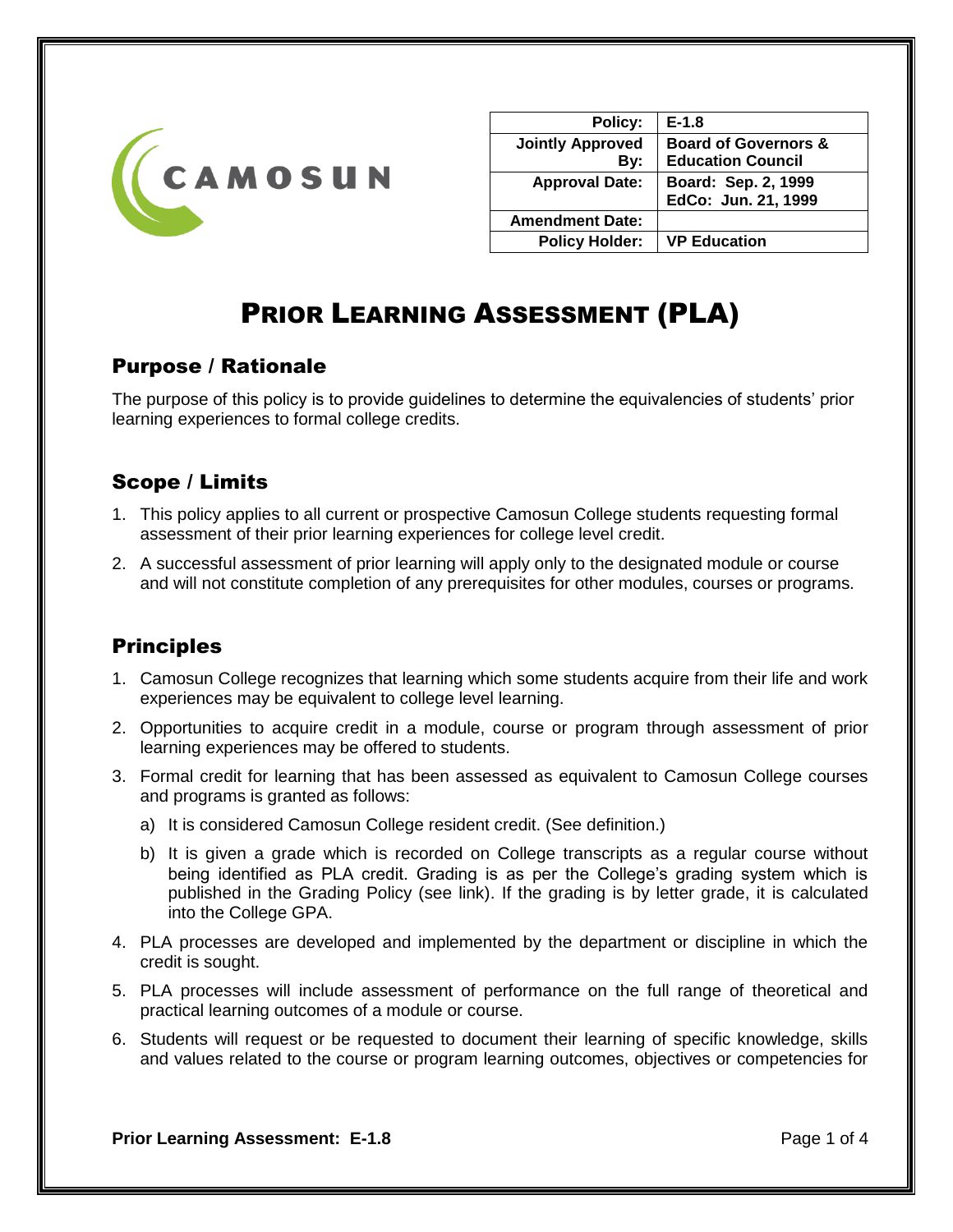| Policy: | E-1.8 |
|---|---|
| Jointly Approved By: | Board of Governors & Education Council |
| Approval Date: | Board: Sep. 2, 1999<br>EdCo: Jun. 21, 1999 |
| Amendment Date: | |
| Policy Holder: | VP Education |

# PRIOR LEARNING ASSESSMENT (PLA)

## Purpose / Rationale

The purpose of this policy is to provide guidelines to determine the equivalencies of students' prior learning experiences to formal college credits.

## Scope / Limits

1. This policy applies to all current or prospective Camosun College students requesting formal assessment of their prior learning experiences for college level credit.
2. A successful assessment of prior learning will apply only to the designated module or course and will not constitute completion of any prerequisites for other modules, courses or programs.

## Principles

1. Camosun College recognizes that learning which some students acquire from their life and work experiences may be equivalent to college level learning.
2. Opportunities to acquire credit in a module, course or program through assessment of prior learning experiences may be offered to students.
3. Formal credit for learning that has been assessed as equivalent to Camosun College courses and programs is granted as follows:
   a) It is considered Camosun College resident credit. (See definition.)
   b) It is given a grade which is recorded on College transcripts as a regular course without being identified as PLA credit. Grading is as per the College's grading system which is published in the Grading Policy (see link). If the grading is by letter grade, it is calculated into the College GPA.
4. PLA processes are developed and implemented by the department or discipline in which the credit is sought.
5. PLA processes will include assessment of performance on the full range of theoretical and practical learning outcomes of a module or course.
6. Students will request or be requested to document their learning of specific knowledge, skills and values related to the course or program learning outcomes, objectives or competencies for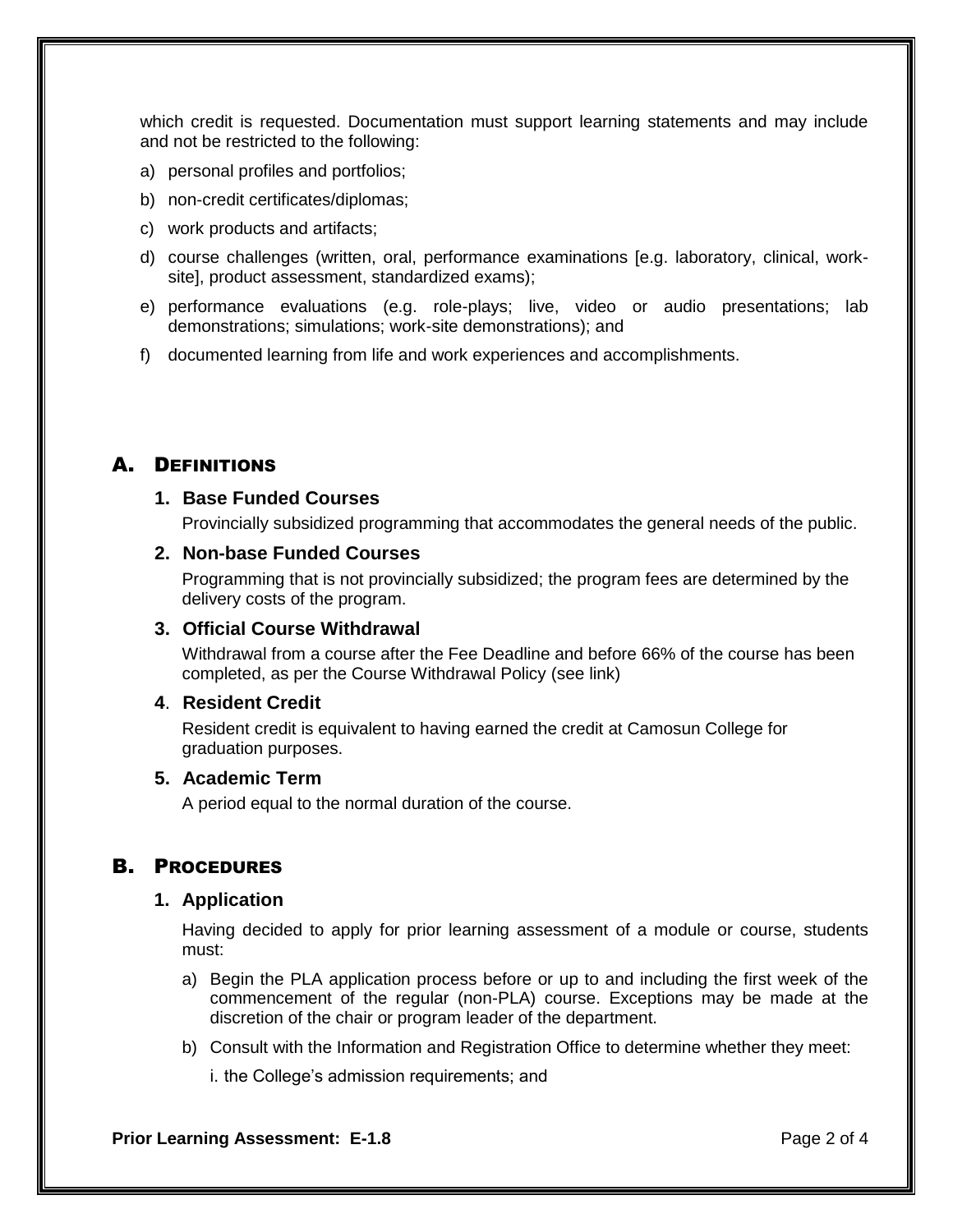which credit is requested. Documentation must support learning statements and may include and not be restricted to the following:

a) personal profiles and portfolios;

b) non-credit certificates/diplomas;

c) work products and artifacts;

d) course challenges (written, oral, performance examinations [e.g. laboratory, clinical, work-site], product assessment, standardized exams);

e) performance evaluations (e.g. role-plays; live, video or audio presentations; lab demonstrations; simulations; work-site demonstrations); and

f) documented learning from life and work experiences and accomplishments.

## A. DEFINITIONS

### 1. Base Funded Courses

Provincially subsidized programming that accommodates the general needs of the public.

### 2. Non-base Funded Courses

Programming that is not provincially subsidized; the program fees are determined by the delivery costs of the program.

### 3. Official Course Withdrawal

Withdrawal from a course after the Fee Deadline and before 66% of the course has been completed, as per the Course Withdrawal Policy (see link)

### 4. Resident Credit

Resident credit is equivalent to having earned the credit at Camosun College for graduation purposes.

### 5. Academic Term

A period equal to the normal duration of the course.

## B. PROCEDURES

### 1. Application

Having decided to apply for prior learning assessment of a module or course, students must:

a) Begin the PLA application process before or up to and including the first week of the commencement of the regular (non-PLA) course. Exceptions may be made at the discretion of the chair or program leader of the department.

b) Consult with the Information and Registration Office to determine whether they meet:

i. the College's admission requirements; and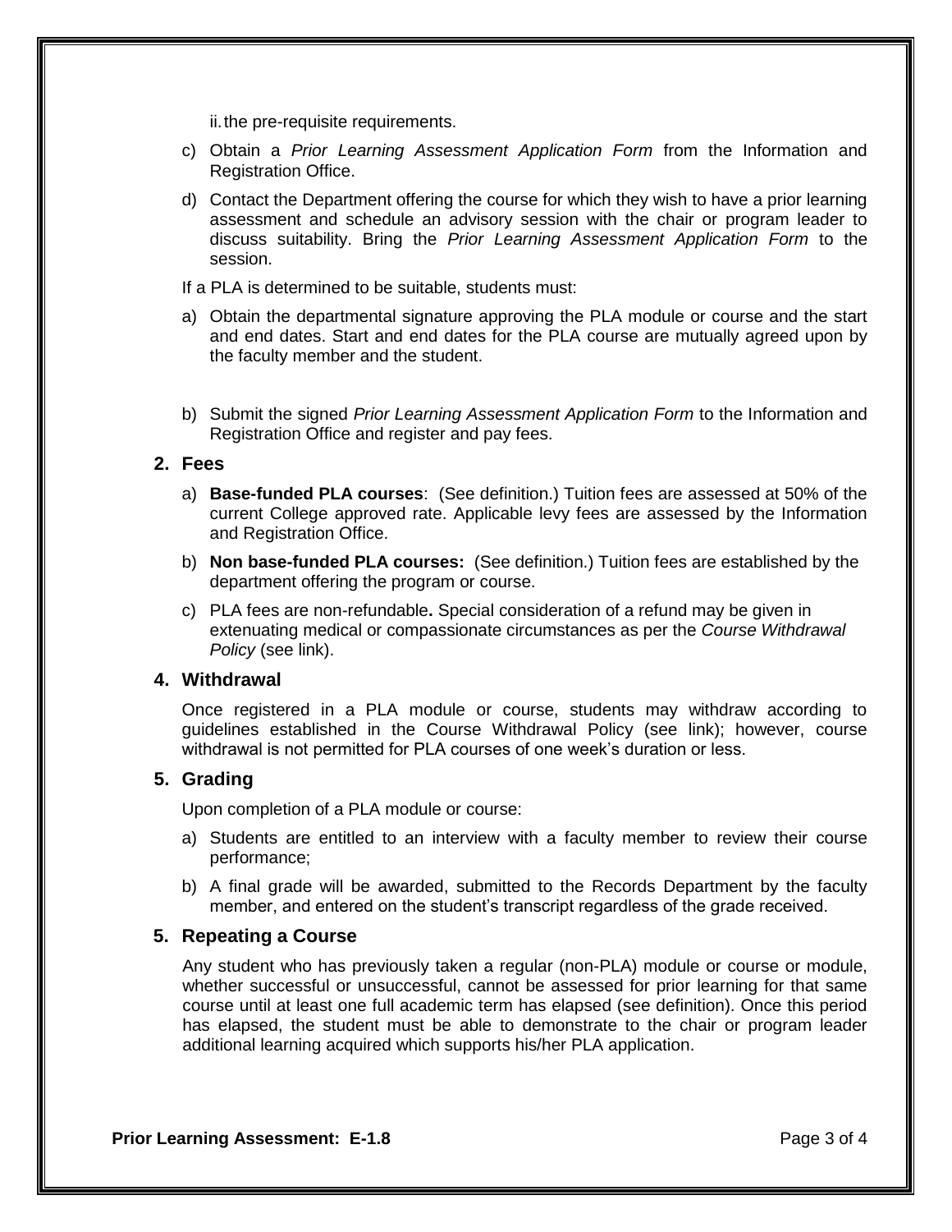ii. the pre-requisite requirements.

c) Obtain a *Prior Learning Assessment Application Form* from the Information and Registration Office.

d) Contact the Department offering the course for which they wish to have a prior learning assessment and schedule an advisory session with the chair or program leader to discuss suitability. Bring the *Prior Learning Assessment Application Form* to the session.

If a PLA is determined to be suitable, students must:

a) Obtain the departmental signature approving the PLA module or course and the start and end dates. Start and end dates for the PLA course are mutually agreed upon by the faculty member and the student.

b) Submit the signed *Prior Learning Assessment Application Form* to the Information and Registration Office and register and pay fees.

## 2. Fees

a) **Base-funded PLA courses**: (See definition.) Tuition fees are assessed at 50% of the current College approved rate. Applicable levy fees are assessed by the Information and Registration Office.

b) **Non base-funded PLA courses:** (See definition.) Tuition fees are established by the department offering the program or course.

c) PLA fees are non-refundable**.** Special consideration of a refund may be given in extenuating medical or compassionate circumstances as per the *Course Withdrawal Policy* (see link).

## 4. Withdrawal

Once registered in a PLA module or course, students may withdraw according to guidelines established in the Course Withdrawal Policy (see link); however, course withdrawal is not permitted for PLA courses of one week's duration or less.

## 5. Grading

Upon completion of a PLA module or course:

a) Students are entitled to an interview with a faculty member to review their course performance;

b) A final grade will be awarded, submitted to the Records Department by the faculty member, and entered on the student's transcript regardless of the grade received.

## 5. Repeating a Course

Any student who has previously taken a regular (non-PLA) module or course or module, whether successful or unsuccessful, cannot be assessed for prior learning for that same course until at least one full academic term has elapsed (see definition). Once this period has elapsed, the student must be able to demonstrate to the chair or program leader additional learning acquired which supports his/her PLA application.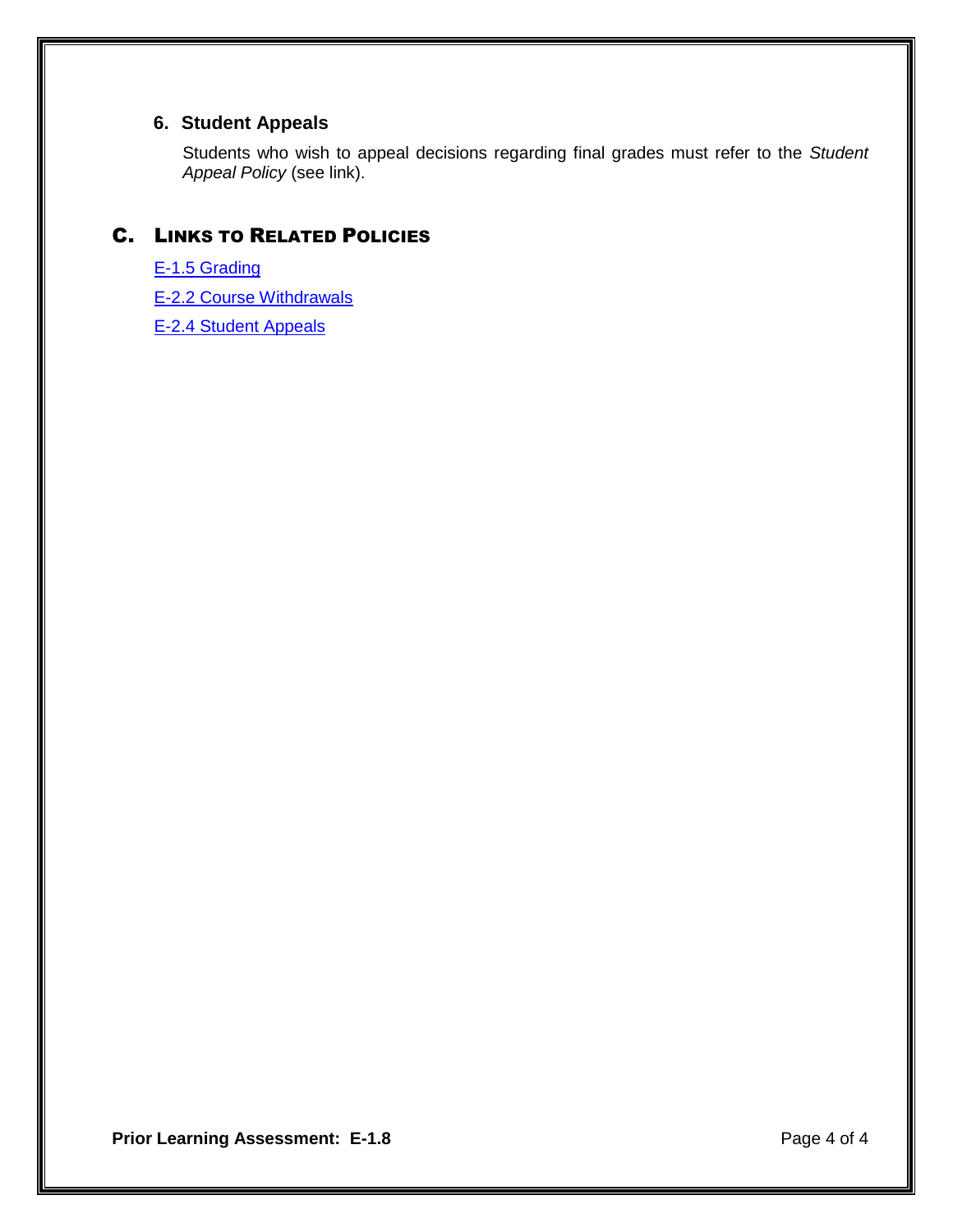### 6. Student Appeals

Students who wish to appeal decisions regarding final grades must refer to the *Student Appeal Policy* (see link).

## C. Links to Related Policies

E-1.5 Grading

E-2.2 Course Withdrawals

E-2.4 Student Appeals